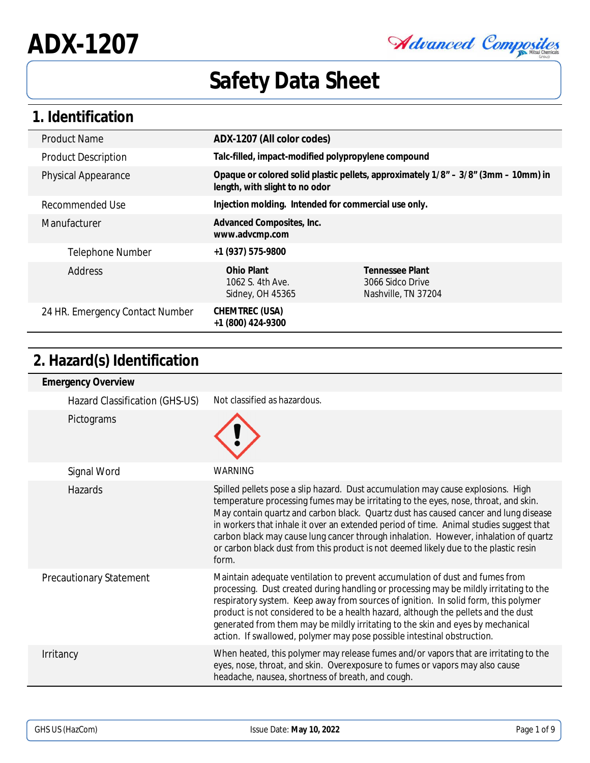# ADX-1207

# Safety Data Sheet

## 1. Identification

| | |
|---|---|
| Product Name | **ADX-1207 (All color codes)** |
| Product Description | **Talc-filled, impact-modified polypropylene compound** |
| Physical Appearance | **Opaque or colored solid plastic pellets, approximately 1/8" – 3/8" (3mm – 10mm) in length, with slight to no odor** |
| Recommended Use | **Injection molding. Intended for commercial use only.** |
| Manufacturer | **Advanced Composites, Inc.** **www.advcmp.com** |
| Telephone Number | **+1 (937) 575-9800** |
| Address | **Ohio Plant** 1062 S. 4th Ave. Sidney, OH 45365 — **Tennessee Plant** 3066 Sidco Drive Nashville, TN 37204 |
| 24 HR. Emergency Contact Number | **CHEMTREC (USA)** **+1 (800) 424-9300** |

## 2. Hazard(s) Identification

**Emergency Overview**

| | |
|---|---|
| Hazard Classification (GHS-US) | Not classified as hazardous. |
| Pictograms | (Exclamation mark pictogram) |
| Signal Word | WARNING |
| Hazards | Spilled pellets pose a slip hazard. Dust accumulation may cause explosions. High temperature processing fumes may be irritating to the eyes, nose, throat, and skin. May contain quartz and carbon black. Quartz dust has caused cancer and lung disease in workers that inhale it over an extended period of time. Animal studies suggest that carbon black may cause lung cancer through inhalation. However, inhalation of quartz or carbon black dust from this product is not deemed likely due to the plastic resin form. |
| Precautionary Statement | Maintain adequate ventilation to prevent accumulation of dust and fumes from processing. Dust created during handling or processing may be mildly irritating to the respiratory system. Keep away from sources of ignition. In solid form, this polymer product is not considered to be a health hazard, although the pellets and the dust generated from them may be mildly irritating to the skin and eyes by mechanical action. If swallowed, polymer may pose possible intestinal obstruction. |
| Irritancy | When heated, this polymer may release fumes and/or vapors that are irritating to the eyes, nose, throat, and skin. Overexposure to fumes or vapors may also cause headache, nausea, shortness of breath, and cough. |

GHS US (HazCom) | Issue Date: **May 10, 2022**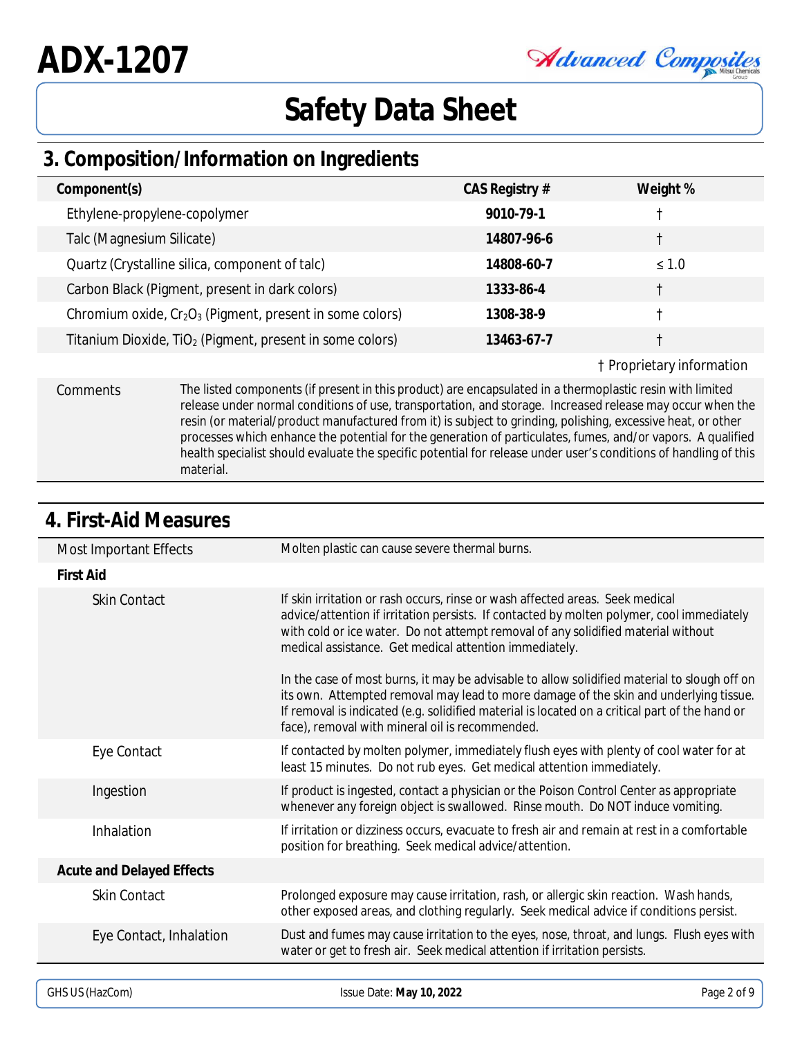## 3. Composition/Information on Ingredients

| Component(s) | CAS Registry # | Weight % |
|---|---|---|
| Ethylene-propylene-copolymer | **9010-79-1** | † |
| Talc (Magnesium Silicate) | **14807-96-6** | † |
| Quartz (Crystalline silica, component of talc) | **14808-60-7** | ≤ 1.0 |
| Carbon Black (Pigment, present in dark colors) | **1333-86-4** | † |
| Chromium oxide, $Cr_2O_3$ (Pigment, present in some colors) | **1308-38-9** | † |
| Titanium Dioxide, $TiO_2$ (Pigment, present in some colors) | **13463-67-7** | † |

† Proprietary information

**Comments:** The listed components (if present in this product) are encapsulated in a thermoplastic resin with limited release under normal conditions of use, transportation, and storage. Increased release may occur when the resin (or material/product manufactured from it) is subject to grinding, polishing, excessive heat, or other processes which enhance the potential for the generation of particulates, fumes, and/or vapors. A qualified health specialist should evaluate the specific potential for release under user's conditions of handling of this material.

## 4. First-Aid Measures

**Most Important Effects:** Molten plastic can cause severe thermal burns.

### First Aid

**Skin Contact:** If skin irritation or rash occurs, rinse or wash affected areas. Seek medical advice/attention if irritation persists. If contacted by molten polymer, cool immediately with cold or ice water. Do not attempt removal of any solidified material without medical assistance. Get medical attention immediately.

In the case of most burns, it may be advisable to allow solidified material to slough off on its own. Attempted removal may lead to more damage of the skin and underlying tissue. If removal is indicated (e.g. solidified material is located on a critical part of the hand or face), removal with mineral oil is recommended.

**Eye Contact:** If contacted by molten polymer, immediately flush eyes with plenty of cool water for at least 15 minutes. Do not rub eyes. Get medical attention immediately.

**Ingestion:** If product is ingested, contact a physician or the Poison Control Center as appropriate whenever any foreign object is swallowed. Rinse mouth. Do NOT induce vomiting.

**Inhalation:** If irritation or dizziness occurs, evacuate to fresh air and remain at rest in a comfortable position for breathing. Seek medical advice/attention.

### Acute and Delayed Effects

**Skin Contact:** Prolonged exposure may cause irritation, rash, or allergic skin reaction. Wash hands, other exposed areas, and clothing regularly. Seek medical advice if conditions persist.

**Eye Contact, Inhalation:** Dust and fumes may cause irritation to the eyes, nose, throat, and lungs. Flush eyes with water or get to fresh air. Seek medical attention if irritation persists.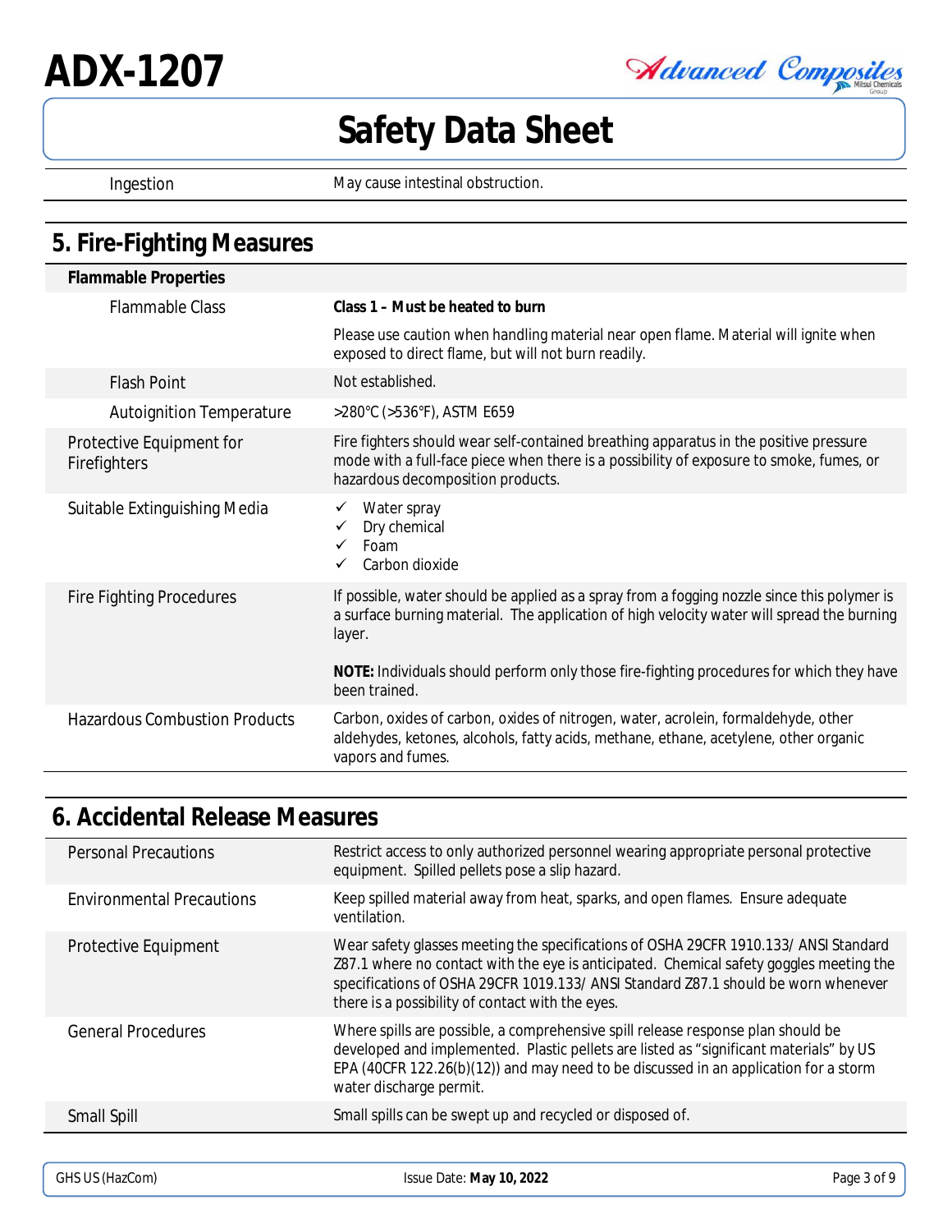| Ingestion | May cause intestinal obstruction. |
|---|---|

## 5. Fire-Fighting Measures

| **Flammable Properties** | |
|---|---|
| Flammable Class | **Class 1 – Must be heated to burn**<br><br>Please use caution when handling material near open flame. Material will ignite when exposed to direct flame, but will not burn readily. |
| Flash Point | Not established. |
| Autoignition Temperature | >280°C (>536°F), ASTM E659 |
| Protective Equipment for Firefighters | Fire fighters should wear self-contained breathing apparatus in the positive pressure mode with a full-face piece when there is a possibility of exposure to smoke, fumes, or hazardous decomposition products. |
| Suitable Extinguishing Media | ✓ Water spray<br>✓ Dry chemical<br>✓ Foam<br>✓ Carbon dioxide |
| Fire Fighting Procedures | If possible, water should be applied as a spray from a fogging nozzle since this polymer is a surface burning material. The application of high velocity water will spread the burning layer.<br><br>**NOTE:** Individuals should perform only those fire-fighting procedures for which they have been trained. |
| Hazardous Combustion Products | Carbon, oxides of carbon, oxides of nitrogen, water, acrolein, formaldehyde, other aldehydes, ketones, alcohols, fatty acids, methane, ethane, acetylene, other organic vapors and fumes. |

## 6. Accidental Release Measures

| Personal Precautions | Restrict access to only authorized personnel wearing appropriate personal protective equipment. Spilled pellets pose a slip hazard. |
|---|---|
| Environmental Precautions | Keep spilled material away from heat, sparks, and open flames. Ensure adequate ventilation. |
| Protective Equipment | Wear safety glasses meeting the specifications of OSHA 29CFR 1910.133/ ANSI Standard Z87.1 where no contact with the eye is anticipated. Chemical safety goggles meeting the specifications of OSHA 29CFR 1019.133/ ANSI Standard Z87.1 should be worn whenever there is a possibility of contact with the eyes. |
| General Procedures | Where spills are possible, a comprehensive spill release response plan should be developed and implemented. Plastic pellets are listed as "significant materials" by US EPA (40CFR 122.26(b)(12)) and may need to be discussed in an application for a storm water discharge permit. |
| Small Spill | Small spills can be swept up and recycled or disposed of. |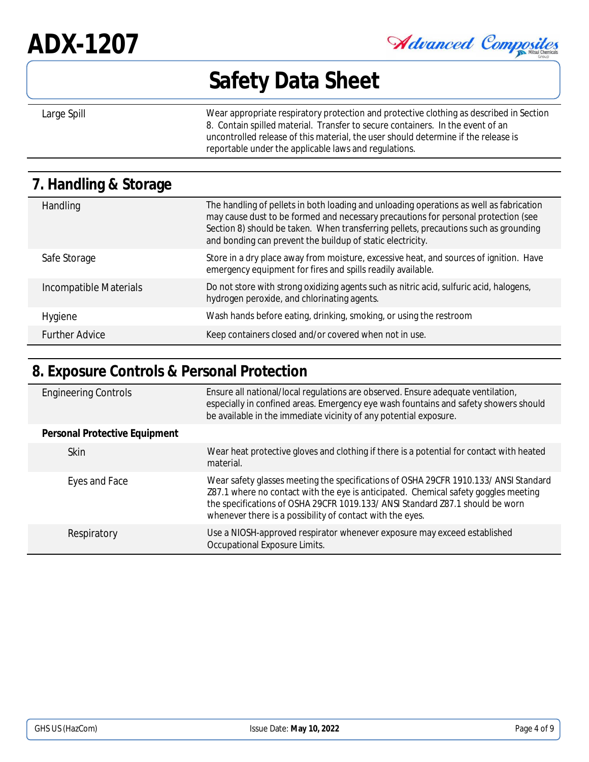| | |
|---|---|
| Large Spill | Wear appropriate respiratory protection and protective clothing as described in Section 8. Contain spilled material. Transfer to secure containers. In the event of an uncontrolled release of this material, the user should determine if the release is reportable under the applicable laws and regulations. |

## 7. Handling & Storage

| | |
|---|---|
| Handling | The handling of pellets in both loading and unloading operations as well as fabrication may cause dust to be formed and necessary precautions for personal protection (see Section 8) should be taken. When transferring pellets, precautions such as grounding and bonding can prevent the buildup of static electricity. |
| Safe Storage | Store in a dry place away from moisture, excessive heat, and sources of ignition. Have emergency equipment for fires and spills readily available. |
| Incompatible Materials | Do not store with strong oxidizing agents such as nitric acid, sulfuric acid, halogens, hydrogen peroxide, and chlorinating agents. |
| Hygiene | Wash hands before eating, drinking, smoking, or using the restroom |
| Further Advice | Keep containers closed and/or covered when not in use. |

## 8. Exposure Controls & Personal Protection

| | |
|---|---|
| Engineering Controls | Ensure all national/local regulations are observed. Ensure adequate ventilation, especially in confined areas. Emergency eye wash fountains and safety showers should be available in the immediate vicinity of any potential exposure. |
| **Personal Protective Equipment** | |
| Skin | Wear heat protective gloves and clothing if there is a potential for contact with heated material. |
| Eyes and Face | Wear safety glasses meeting the specifications of OSHA 29CFR 1910.133/ ANSI Standard Z87.1 where no contact with the eye is anticipated. Chemical safety goggles meeting the specifications of OSHA 29CFR 1019.133/ ANSI Standard Z87.1 should be worn whenever there is a possibility of contact with the eyes. |
| Respiratory | Use a NIOSH-approved respirator whenever exposure may exceed established Occupational Exposure Limits. |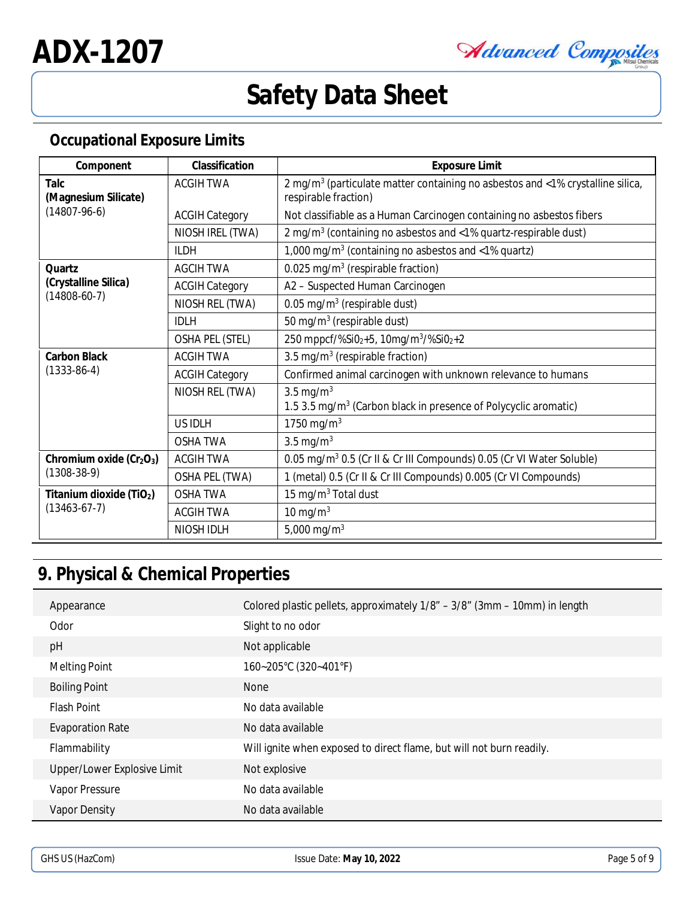## Occupational Exposure Limits

| Component | Classification | Exposure Limit |
|---|---|---|
| **Talc (Magnesium Silicate)** (14807-96-6) | ACGIH TWA | 2 mg/m$^3$ (particulate matter containing no asbestos and <1% crystalline silica, respirable fraction) |
| | ACGIH Category | Not classifiable as a Human Carcinogen containing no asbestos fibers |
| | NIOSH IREL (TWA) | 2 mg/m$^3$ (containing no asbestos and <1% quartz-respirable dust) |
| | ILDH | 1,000 mg/m$^3$ (containing no asbestos and <1% quartz) |
| **Quartz (Crystalline Silica)** (14808-60-7) | AGCIH TWA | 0.025 mg/m$^3$ (respirable fraction) |
| | ACGIH Category | A2 – Suspected Human Carcinogen |
| | NIOSH REL (TWA) | 0.05 mg/m$^3$ (respirable dust) |
| | IDLH | 50 mg/m$^3$ (respirable dust) |
| | OSHA PEL (STEL) | 250 mppcf/%$SiO_2$+5, 10mg/m$^3$/%$SiO_2$+2 |
| **Carbon Black** (1333-86-4) | ACGIH TWA | 3.5 mg/m$^3$ (respirable fraction) |
| | ACGIH Category | Confirmed animal carcinogen with unknown relevance to humans |
| | NIOSH REL (TWA) | 3.5 mg/m$^3$<br>1.5 3.5 mg/m$^3$ (Carbon black in presence of Polycyclic aromatic) |
| | US IDLH | 1750 mg/m$^3$ |
| | OSHA TWA | 3.5 mg/m$^3$ |
| **Chromium oxide ($Cr_2O_3$)** (1308-38-9) | ACGIH TWA | 0.05 mg/m$^3$ 0.5 (Cr II & Cr III Compounds) 0.05 (Cr VI Water Soluble) |
| | OSHA PEL (TWA) | 1 (metal) 0.5 (Cr II & Cr III Compounds) 0.005 (Cr VI Compounds) |
| **Titanium dioxide ($TiO_2$)** (13463-67-7) | OSHA TWA | 15 mg/m$^3$ Total dust |
| | ACGIH TWA | 10 mg/m$^3$ |
| | NIOSH IDLH | 5,000 mg/m$^3$ |

## 9. Physical & Chemical Properties

| | |
|---|---|
| Appearance | Colored plastic pellets, approximately 1/8” – 3/8” (3mm – 10mm) in length |
| Odor | Slight to no odor |
| pH | Not applicable |
| Melting Point | 160~205°C (320~401°F) |
| Boiling Point | None |
| Flash Point | No data available |
| Evaporation Rate | No data available |
| Flammability | Will ignite when exposed to direct flame, but will not burn readily. |
| Upper/Lower Explosive Limit | Not explosive |
| Vapor Pressure | No data available |
| Vapor Density | No data available |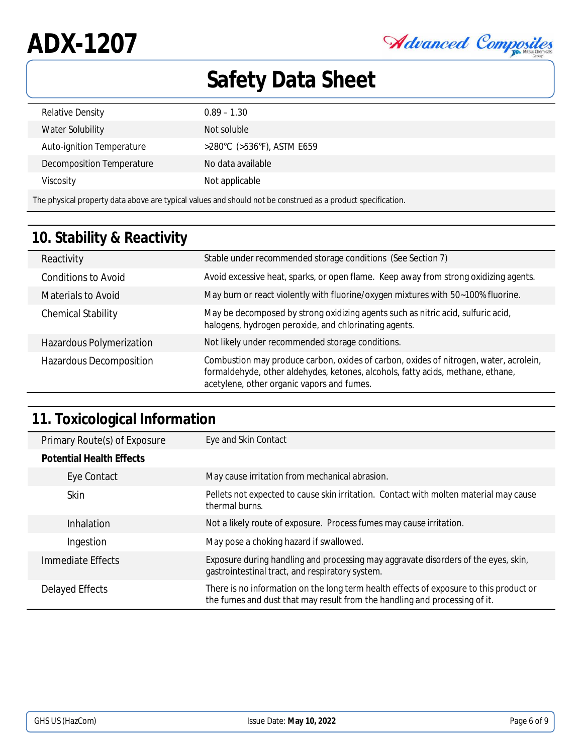| | |
|---|---|
| Relative Density | 0.89 – 1.30 |
| Water Solubility | Not soluble |
| Auto-ignition Temperature | >280°C (>536°F), ASTM E659 |
| Decomposition Temperature | No data available |
| Viscosity | Not applicable |

The physical property data above are typical values and should not be construed as a product specification.

## 10. Stability & Reactivity

| | |
|---|---|
| Reactivity | Stable under recommended storage conditions (See Section 7) |
| Conditions to Avoid | Avoid excessive heat, sparks, or open flame. Keep away from strong oxidizing agents. |
| Materials to Avoid | May burn or react violently with fluorine/oxygen mixtures with 50~100% fluorine. |
| Chemical Stability | May be decomposed by strong oxidizing agents such as nitric acid, sulfuric acid, halogens, hydrogen peroxide, and chlorinating agents. |
| Hazardous Polymerization | Not likely under recommended storage conditions. |
| Hazardous Decomposition | Combustion may produce carbon, oxides of carbon, oxides of nitrogen, water, acrolein, formaldehyde, other aldehydes, ketones, alcohols, fatty acids, methane, ethane, acetylene, other organic vapors and fumes. |

## 11. Toxicological Information

| | |
|---|---|
| Primary Route(s) of Exposure | Eye and Skin Contact |
| **Potential Health Effects** | |
| Eye Contact | May cause irritation from mechanical abrasion. |
| Skin | Pellets not expected to cause skin irritation. Contact with molten material may cause thermal burns. |
| Inhalation | Not a likely route of exposure. Process fumes may cause irritation. |
| Ingestion | May pose a choking hazard if swallowed. |
| Immediate Effects | Exposure during handling and processing may aggravate disorders of the eyes, skin, gastrointestinal tract, and respiratory system. |
| Delayed Effects | There is no information on the long term health effects of exposure to this product or the fumes and dust that may result from the handling and processing of it. |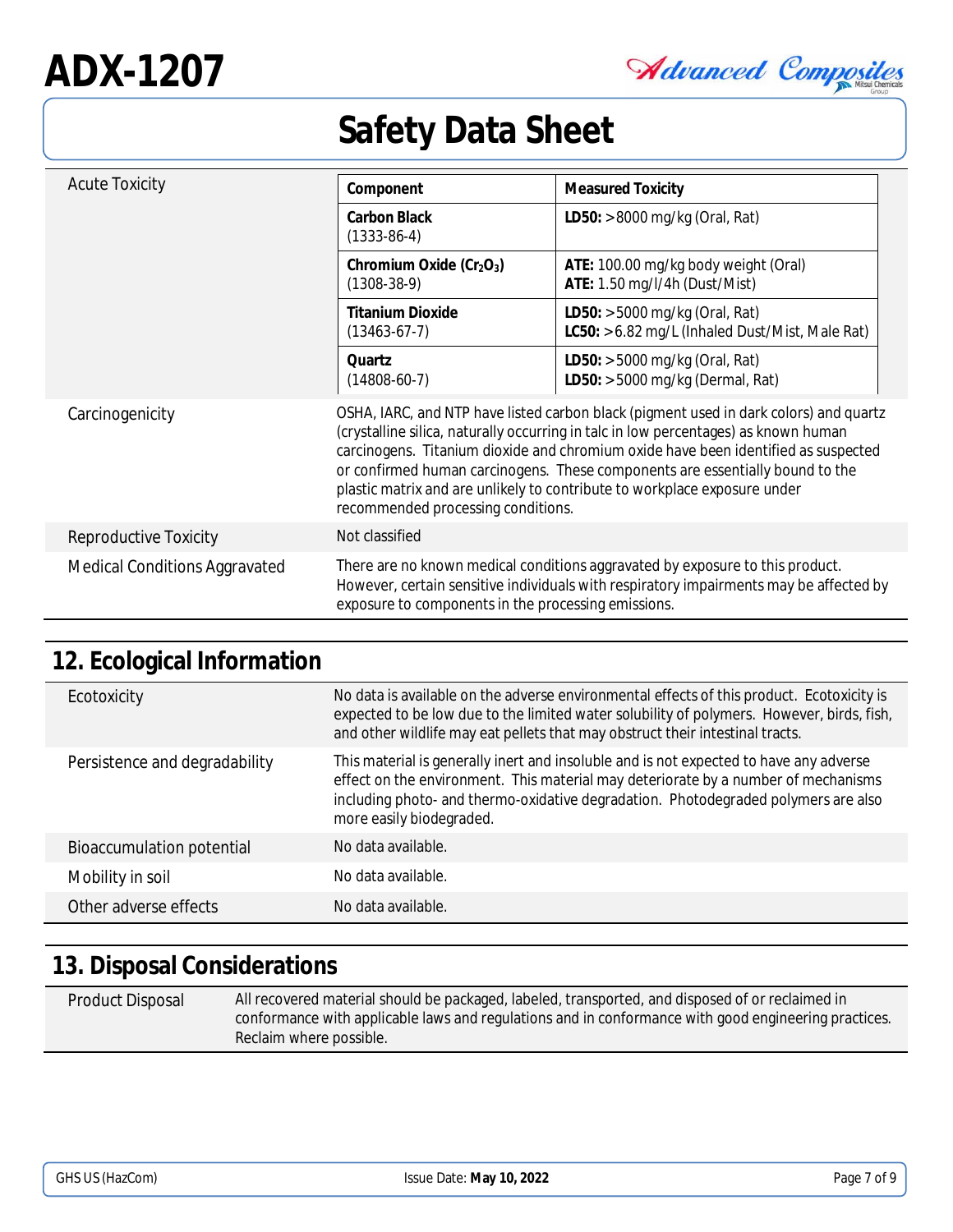| | | |
|---|---|---|
| Acute Toxicity | **Component** | **Measured Toxicity** |
| | **Carbon Black** (1333-86-4) | **LD50:** >8000 mg/kg (Oral, Rat) |
| | **Chromium Oxide ($Cr_2O_3$)** (1308-38-9) | **ATE:** 100.00 mg/kg body weight (Oral)<br>**ATE:** 1.50 mg/l/4h (Dust/Mist) |
| | **Titanium Dioxide** (13463-67-7) | **LD50:** >5000 mg/kg (Oral, Rat)<br>**LC50:** >6.82 mg/L (Inhaled Dust/Mist, Male Rat) |
| | **Quartz** (14808-60-7) | **LD50:** >5000 mg/kg (Oral, Rat)<br>**LD50:** >5000 mg/kg (Dermal, Rat) |

| | |
|---|---|
| Carcinogenicity | OSHA, IARC, and NTP have listed carbon black (pigment used in dark colors) and quartz (crystalline silica, naturally occurring in talc in low percentages) as known human carcinogens. Titanium dioxide and chromium oxide have been identified as suspected or confirmed human carcinogens. These components are essentially bound to the plastic matrix and are unlikely to contribute to workplace exposure under recommended processing conditions. |
| Reproductive Toxicity | Not classified |
| Medical Conditions Aggravated | There are no known medical conditions aggravated by exposure to this product. However, certain sensitive individuals with respiratory impairments may be affected by exposure to components in the processing emissions. |

## 12. Ecological Information

| | |
|---|---|
| Ecotoxicity | No data is available on the adverse environmental effects of this product. Ecotoxicity is expected to be low due to the limited water solubility of polymers. However, birds, fish, and other wildlife may eat pellets that may obstruct their intestinal tracts. |
| Persistence and degradability | This material is generally inert and insoluble and is not expected to have any adverse effect on the environment. This material may deteriorate by a number of mechanisms including photo- and thermo-oxidative degradation. Photodegraded polymers are also more easily biodegraded. |
| Bioaccumulation potential | No data available. |
| Mobility in soil | No data available. |
| Other adverse effects | No data available. |

## 13. Disposal Considerations

| | |
|---|---|
| Product Disposal | All recovered material should be packaged, labeled, transported, and disposed of or reclaimed in conformance with applicable laws and regulations and in conformance with good engineering practices. Reclaim where possible. |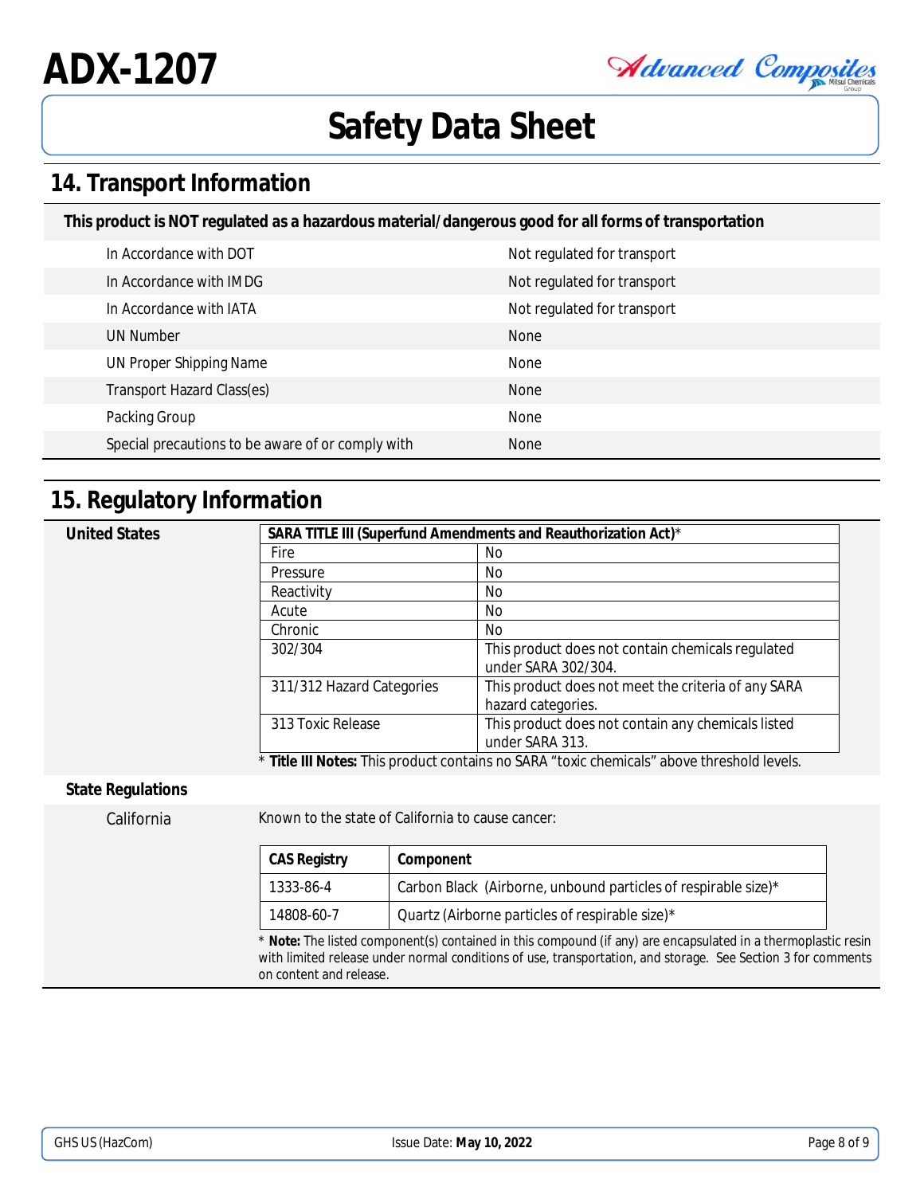## 14. Transport Information

**This product is NOT regulated as a hazardous material/dangerous good for all forms of transportation**

| | |
|---|---|
| In Accordance with DOT | Not regulated for transport |
| In Accordance with IMDG | Not regulated for transport |
| In Accordance with IATA | Not regulated for transport |
| UN Number | None |
| UN Proper Shipping Name | None |
| Transport Hazard Class(es) | None |
| Packing Group | None |
| Special precautions to be aware of or comply with | None |

## 15. Regulatory Information

**United States**

| SARA TITLE III (Superfund Amendments and Reauthorization Act)* | |
|---|---|
| Fire | No |
| Pressure | No |
| Reactivity | No |
| Acute | No |
| Chronic | No |
| 302/304 | This product does not contain chemicals regulated under SARA 302/304. |
| 311/312 Hazard Categories | This product does not meet the criteria of any SARA hazard categories. |
| 313 Toxic Release | This product does not contain any chemicals listed under SARA 313. |

* **Title III Notes:** This product contains no SARA "toxic chemicals" above threshold levels.

**State Regulations**

California

Known to the state of California to cause cancer:

| CAS Registry | Component |
|---|---|
| 1333-86-4 | Carbon Black (Airborne, unbound particles of respirable size)* |
| 14808-60-7 | Quartz (Airborne particles of respirable size)* |

* **Note:** The listed component(s) contained in this compound (if any) are encapsulated in a thermoplastic resin with limited release under normal conditions of use, transportation, and storage. See Section 3 for comments on content and release.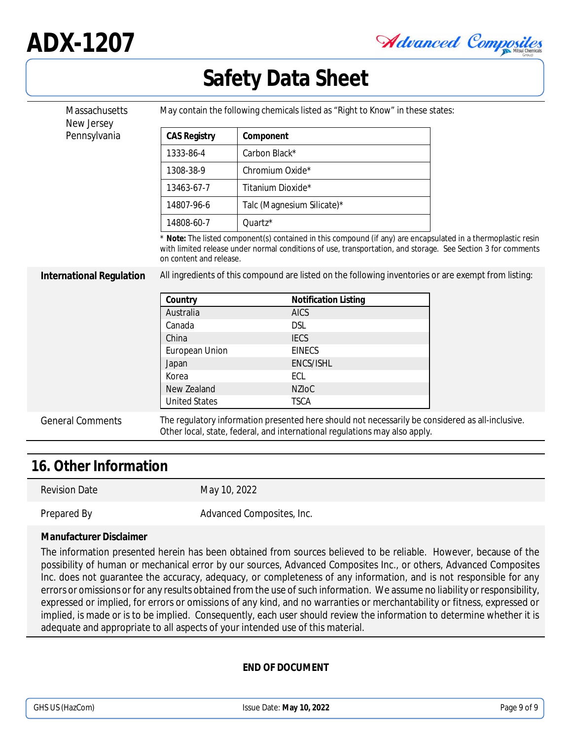Massachusetts
New Jersey
Pennsylvania

May contain the following chemicals listed as "Right to Know" in these states:

| CAS Registry | Component |
|---|---|
| 1333-86-4 | Carbon Black* |
| 1308-38-9 | Chromium Oxide* |
| 13463-67-7 | Titanium Dioxide* |
| 14807-96-6 | Talc (Magnesium Silicate)* |
| 14808-60-7 | Quartz* |

* **Note:** The listed component(s) contained in this compound (if any) are encapsulated in a thermoplastic resin with limited release under normal conditions of use, transportation, and storage. See Section 3 for comments on content and release.

**International Regulation**

All ingredients of this compound are listed on the following inventories or are exempt from listing:

| Country | Notification Listing |
|---|---|
| Australia | AICS |
| Canada | DSL |
| China | IECS |
| European Union | EINECS |
| Japan | ENCS/ISHL |
| Korea | ECL |
| New Zealand | NZIoC |
| United States | TSCA |

General Comments

The regulatory information presented here should not necessarily be considered as all-inclusive. Other local, state, federal, and international regulations may also apply.

## 16. Other Information

| | |
|---|---|
| Revision Date | May 10, 2022 |
| Prepared By | Advanced Composites, Inc. |

**Manufacturer Disclaimer**

The information presented herein has been obtained from sources believed to be reliable. However, because of the possibility of human or mechanical error by our sources, Advanced Composites Inc., or others, Advanced Composites Inc. does not guarantee the accuracy, adequacy, or completeness of any information, and is not responsible for any errors or omissions or for any results obtained from the use of such information. We assume no liability or responsibility, expressed or implied, for errors or omissions of any kind, and no warranties or merchantability or fitness, expressed or implied, is made or is to be implied. Consequently, each user should review the information to determine whether it is adequate and appropriate to all aspects of your intended use of this material.

**END OF DOCUMENT**